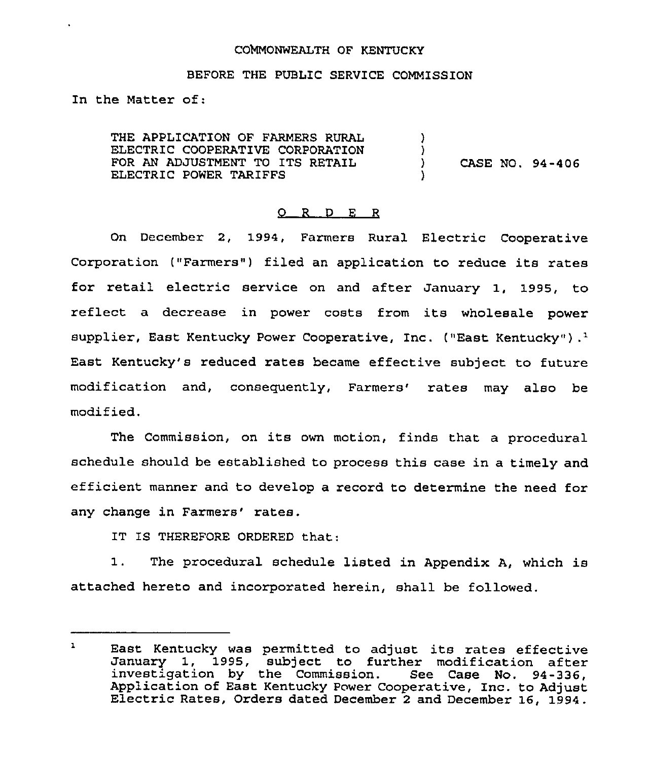COMMONWEALTH OF KENTUCKY

BEFORE THE PUBLIC SERVICE COMMISSION

In the Matter of:

THE APPLICATION OF FARMERS RURAL ELECTRIC COOPERATIVE CORPORATION FOR AN ADJUSTMENT TO ITS RETAIL ELECTRIC POWER TARIFFS ) CASE NO. 94-406

O R D E R

On December 2, 1994, Farmers Rural Electric Cooperative Corporation ("Farmers") filed an application to reduce its rates for retail electric service on and after January 1, 1995, to reflect a decrease in power costs from its wholesale power supplier, East Kentucky Power Cooperative, Inc. ("East Kentucky").[1] East Kentucky's reduced rates became effective subject to future modification and, consequently, Farmers' rates may also be modified.

The Commission, on its own motion, finds that a procedural schedule should be established to process this case in a timely and efficient manner and to develop a record to determine the need for any change in Farmers' rates.

IT IS THEREFORE ORDERED that:

1. The procedural schedule listed in Appendix A, which is attached hereto and incorporated herein, shall be followed.

---

[1] East Kentucky was permitted to adjust its rates effective January 1, 1995, subject to further modification after investigation by the Commission. See Case No. 94-336, Application of East Kentucky Power Cooperative, Inc. to Adjust Electric Rates, Orders dated December 2 and December 16, 1994.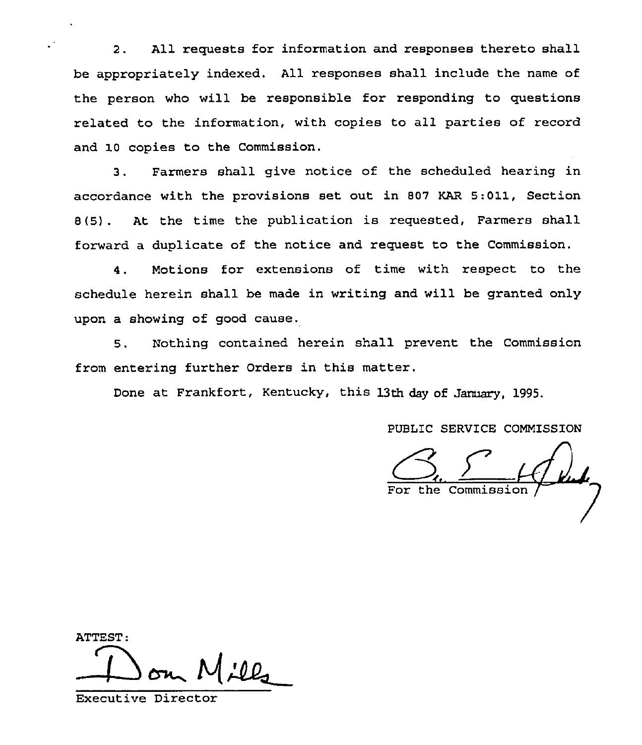2. All requests for information and responses thereto shall be appropriately indexed. All responses shall include the name of the person who will be responsible for responding to questions related to the information, with copies to all parties of record and 10 copies to the Commission.

3. Farmers shall give notice of the scheduled hearing in accordance with the provisions set out in 807 KAR 5:011, Section 8(5). At the time the publication is requested, Farmers shall forward a duplicate of the notice and request to the Commission.

4. Motions for extensions of time with respect to the schedule herein shall be made in writing and will be granted only upon a showing of good cause.

5. Nothing contained herein shall prevent the Commission from entering further Orders in this matter.

Done at Frankfort, Kentucky, this 13th day of January, 1995.

PUBLIC SERVICE COMMISSION

For the Commission

ATTEST:

Executive Director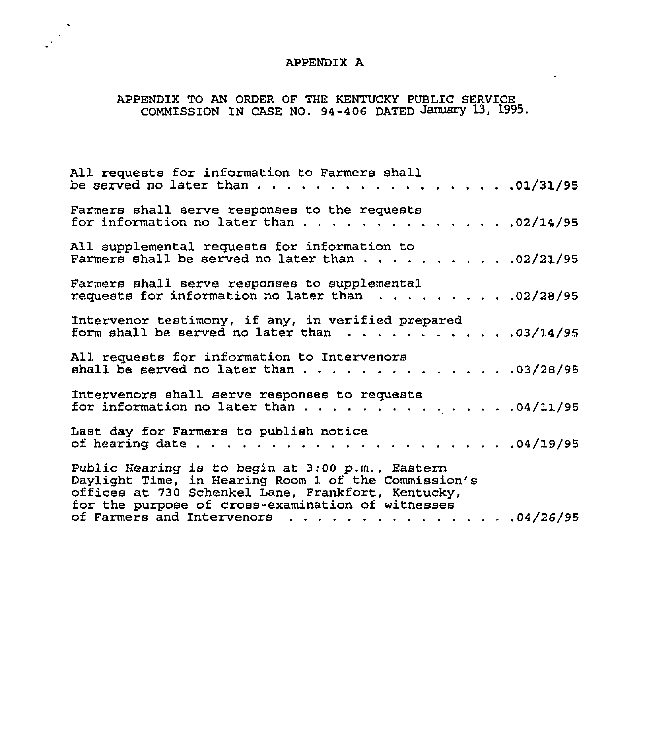# APPENDIX A

APPENDIX TO AN ORDER OF THE KENTUCKY PUBLIC SERVICE COMMISSION IN CASE NO. 94-406 DATED January 13, 1995.

All requests for information to Farmers shall be served no later than . . . . . . . . . . . . . . . . . . .01/31/95

Farmers shall serve responses to the requests for information no later than . . . . . . . . . . . . . . .02/14/95

All supplemental requests for information to Farmers shall be served no later than . . . . . . . . . . .02/21/95

Farmers shall serve responses to supplemental requests for information no later than . . . . . . . . . .02/28/95

Intervenor testimony, if any, in verified prepared form shall be served no later than . . . . . . . . . . .03/14/95

All requests for information to Intervenors shall be served no later than . . . . . . . . . . . . . . .03/28/95

Intervenors shall serve responses to requests for information no later than . . . . . . . . . . . . . . .04/11/95

Last day for Farmers to publish notice of hearing date . . . . . . . . . . . . . . . . . . . . . . .04/19/95

Public Hearing is to begin at 3:00 p.m., Eastern Daylight Time, in Hearing Room 1 of the Commission's offices at 730 Schenkel Lane, Frankfort, Kentucky, for the purpose of cross-examination of witnesses of Farmers and Intervenors . . . . . . . . . . . . . . . .04/26/95